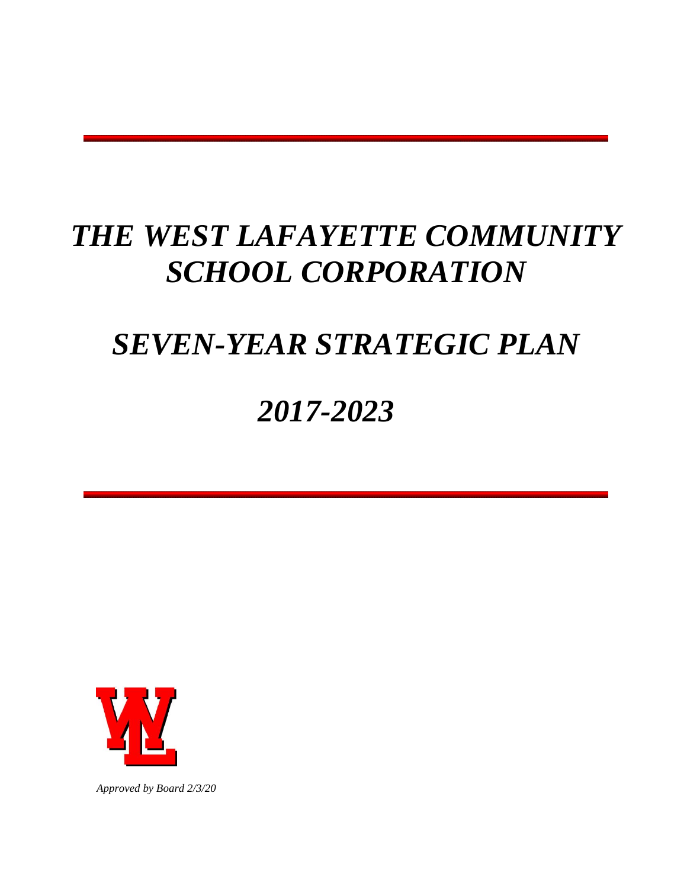# *THE WEST LAFAYETTE COMMUNITY SCHOOL CORPORATION*

# *SEVEN-YEAR STRATEGIC PLAN*

# *2017-2023*

*Approved by Board 2/3/20*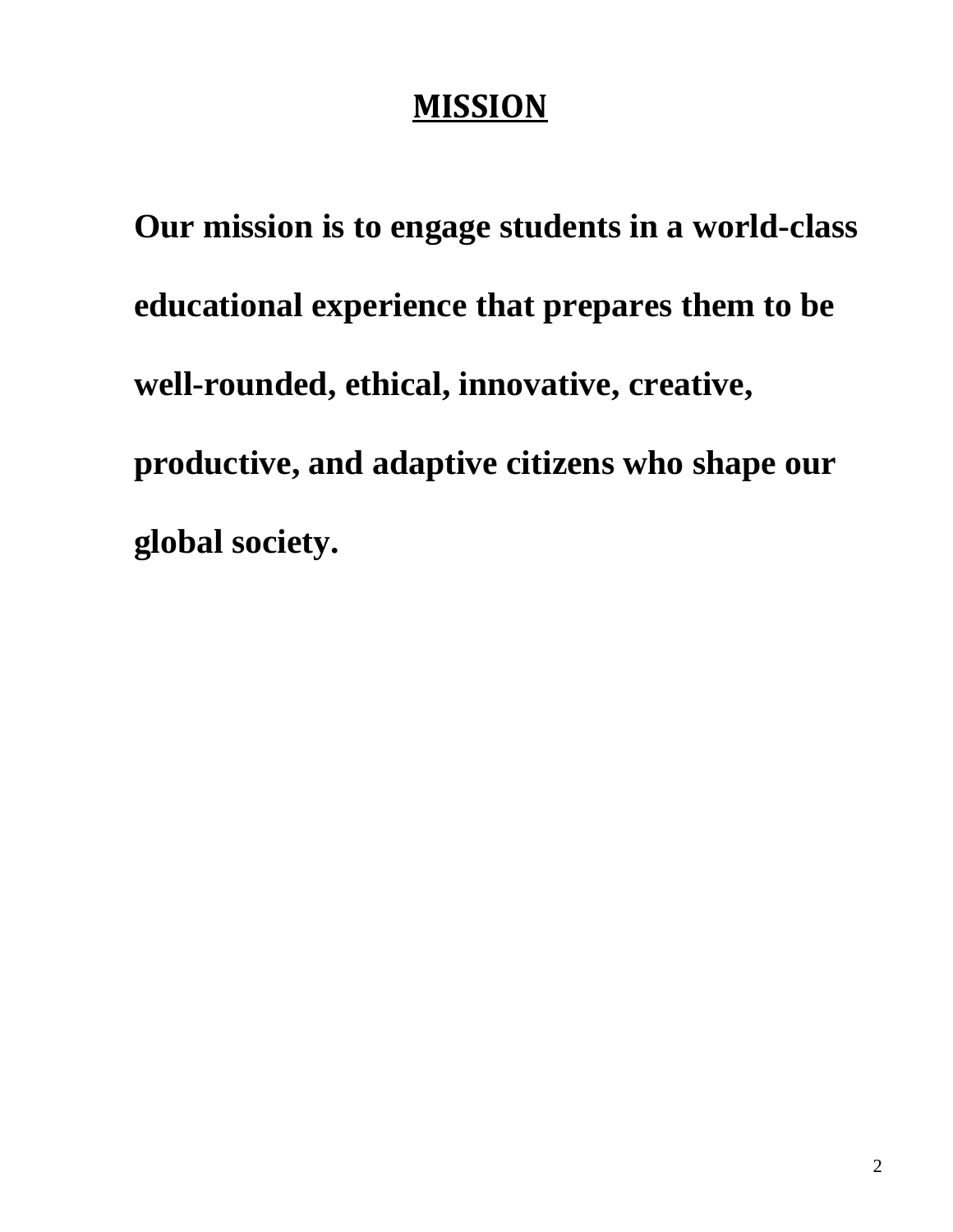# MISSION

**Our mission is to engage students in a world-class educational experience that prepares them to be well-rounded, ethical, innovative, creative, productive, and adaptive citizens who shape our global society.**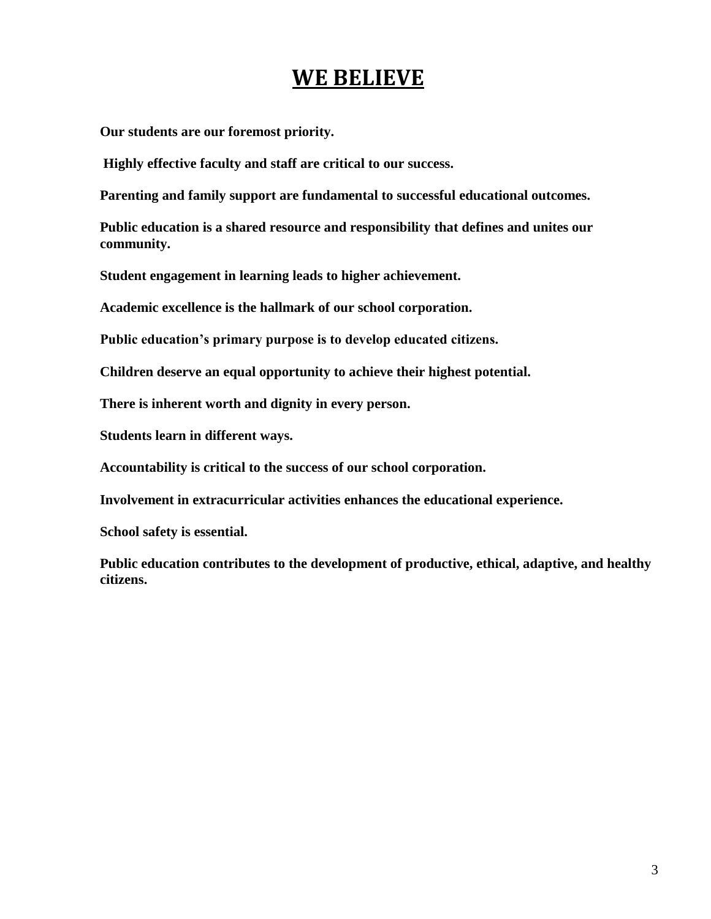# WE BELIEVE

**Our students are our foremost priority.**

**Highly effective faculty and staff are critical to our success.**

**Parenting and family support are fundamental to successful educational outcomes.**

**Public education is a shared resource and responsibility that defines and unites our community.**

**Student engagement in learning leads to higher achievement.**

**Academic excellence is the hallmark of our school corporation.**

**Public education's primary purpose is to develop educated citizens.**

**Children deserve an equal opportunity to achieve their highest potential.**

**There is inherent worth and dignity in every person.**

**Students learn in different ways.**

**Accountability is critical to the success of our school corporation.**

**Involvement in extracurricular activities enhances the educational experience.**

**School safety is essential.**

**Public education contributes to the development of productive, ethical, adaptive, and healthy citizens.**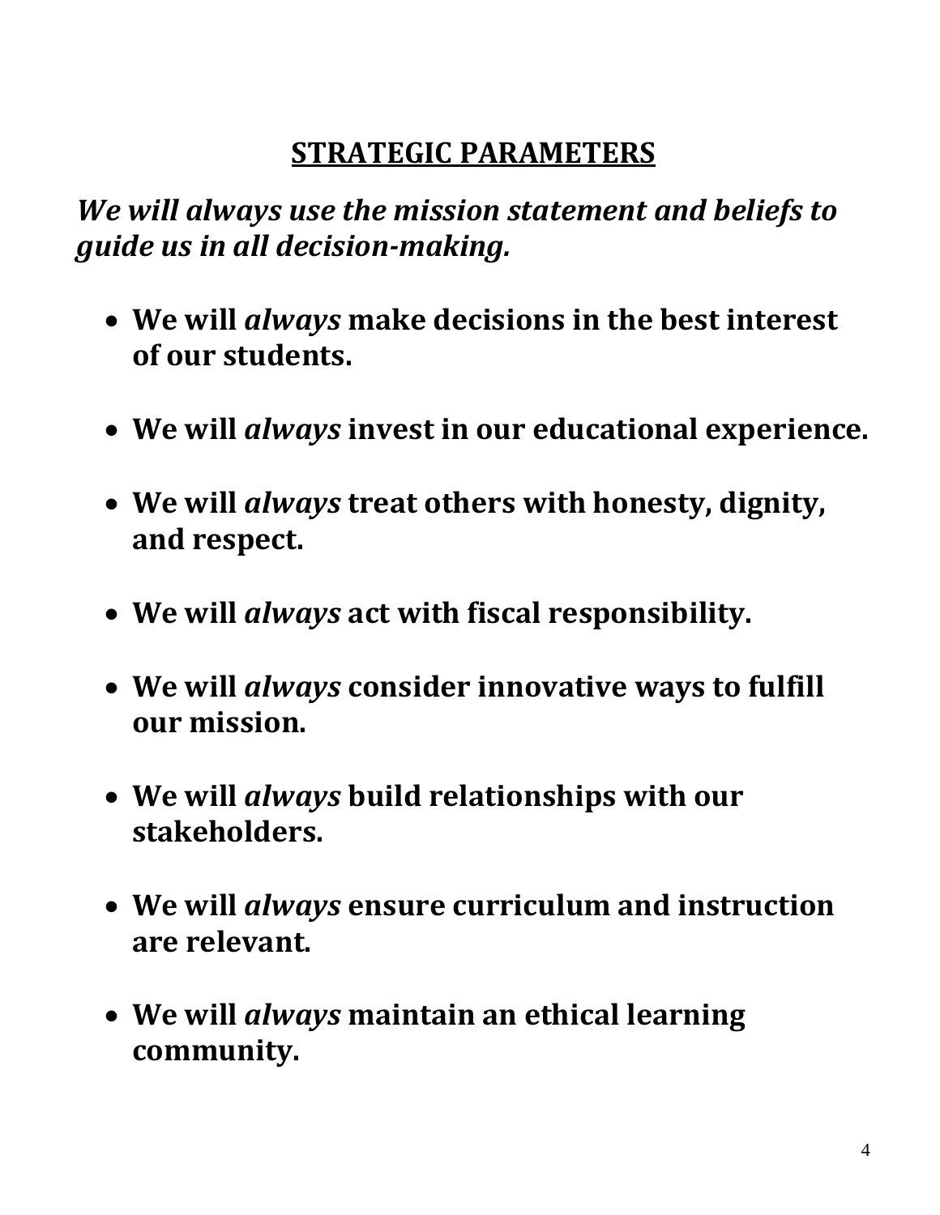## STRATEGIC PARAMETERS

***We will always use the mission statement and beliefs to guide us in all decision-making.***

- **We will *always* make decisions in the best interest of our students.**
- **We will *always* invest in our educational experience.**
- **We will *always* treat others with honesty, dignity, and respect.**
- **We will *always* act with fiscal responsibility.**
- **We will *always* consider innovative ways to fulfill our mission.**
- **We will *always* build relationships with our stakeholders.**
- **We will *always* ensure curriculum and instruction are relevant.**
- **We will *always* maintain an ethical learning community.**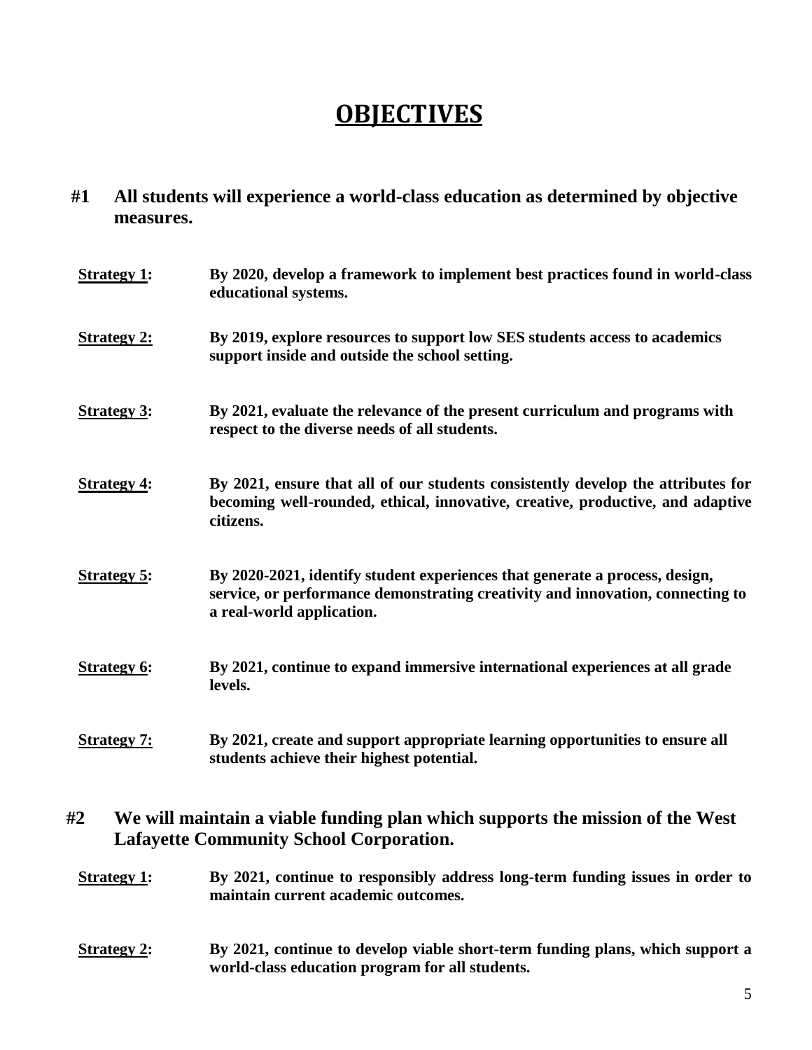# OBJECTIVES

## #1 All students will experience a world-class education as determined by objective measures.

**Strategy 1:** **By 2020, develop a framework to implement best practices found in world-class educational systems.**

**Strategy 2:** **By 2019, explore resources to support low SES students access to academics support inside and outside the school setting.**

**Strategy 3:** **By 2021, evaluate the relevance of the present curriculum and programs with respect to the diverse needs of all students.**

**Strategy 4:** **By 2021, ensure that all of our students consistently develop the attributes for becoming well-rounded, ethical, innovative, creative, productive, and adaptive citizens.**

**Strategy 5:** **By 2020-2021, identify student experiences that generate a process, design, service, or performance demonstrating creativity and innovation, connecting to a real-world application.**

**Strategy 6:** **By 2021, continue to expand immersive international experiences at all grade levels.**

**Strategy 7:** **By 2021, create and support appropriate learning opportunities to ensure all students achieve their highest potential.**

## #2 We will maintain a viable funding plan which supports the mission of the West Lafayette Community School Corporation.

**Strategy 1:** **By 2021, continue to responsibly address long-term funding issues in order to maintain current academic outcomes.**

**Strategy 2:** **By 2021, continue to develop viable short-term funding plans, which support a world-class education program for all students.**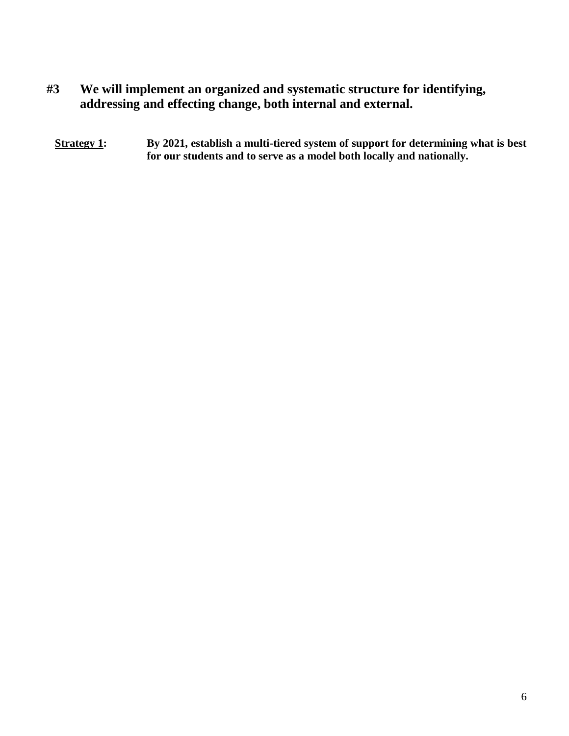## #3 We will implement an organized and systematic structure for identifying, addressing and effecting change, both internal and external.

**Strategy 1:** **By 2021, establish a multi-tiered system of support for determining what is best for our students and to serve as a model both locally and nationally.**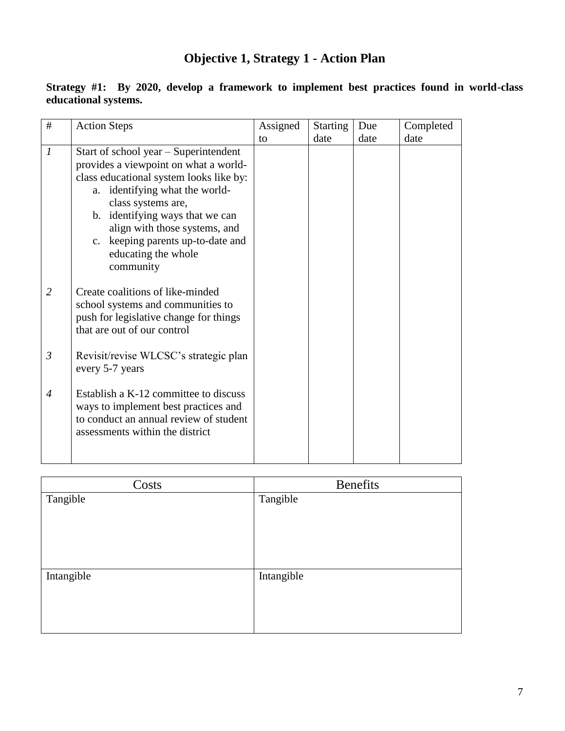# Objective 1, Strategy 1 - Action Plan

**Strategy #1: By 2020, develop a framework to implement best practices found in world-class educational systems.**

| # | Action Steps | Assigned to | Starting date | Due date | Completed date |
|---|---|---|---|---|---|
| *1* | Start of school year – Superintendent provides a viewpoint on what a world-class educational system looks like by:<br>a. identifying what the world-class systems are,<br>b. identifying ways that we can align with those systems, and<br>c. keeping parents up-to-date and educating the whole community | | | | |
| *2* | Create coalitions of like-minded school systems and communities to push for legislative change for things that are out of our control | | | | |
| *3* | Revisit/revise WLCSC's strategic plan every 5-7 years | | | | |
| *4* | Establish a K-12 committee to discuss ways to implement best practices and to conduct an annual review of student assessments within the district | | | | |

| Costs | Benefits |
|---|---|
| Tangible | Tangible |
| Intangible | Intangible |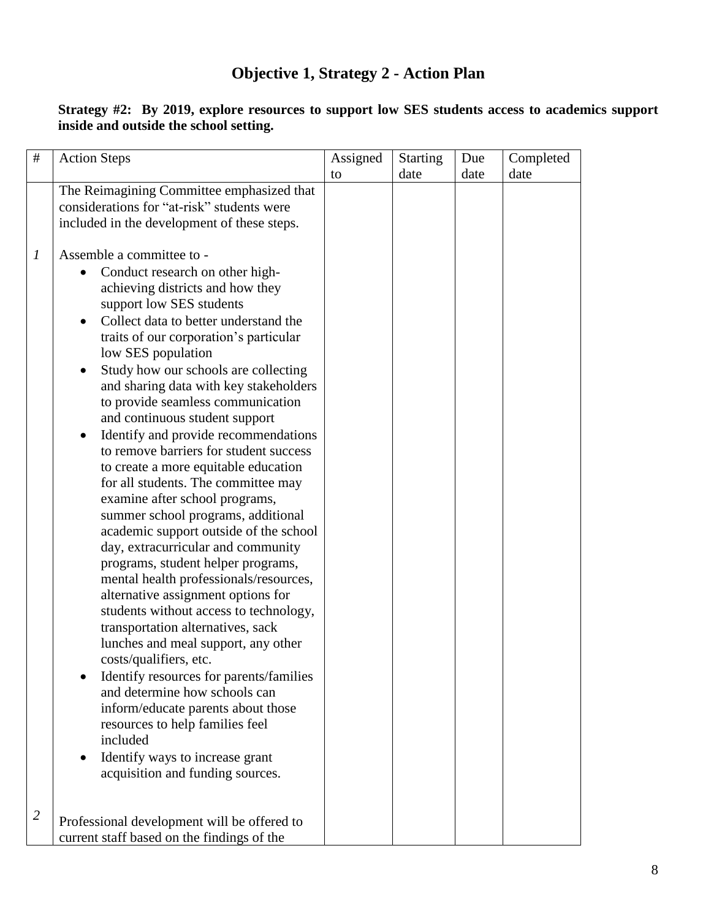# Objective 1, Strategy 2 - Action Plan

**Strategy #2: By 2019, explore resources to support low SES students access to academics support inside and outside the school setting.**

| # | Action Steps | Assigned to | Starting date | Due date | Completed date |
|---|---|---|---|---|---|
| | The Reimagining Committee emphasized that considerations for "at-risk" students were included in the development of these steps. | | | | |
| *1* | Assemble a committee to -<br>• Conduct research on other high-achieving districts and how they support low SES students<br>• Collect data to better understand the traits of our corporation's particular low SES population<br>• Study how our schools are collecting and sharing data with key stakeholders to provide seamless communication and continuous student support<br>• Identify and provide recommendations to remove barriers for student success to create a more equitable education for all students. The committee may examine after school programs, summer school programs, additional academic support outside of the school day, extracurricular and community programs, student helper programs, mental health professionals/resources, alternative assignment options for students without access to technology, transportation alternatives, sack lunches and meal support, any other costs/qualifiers, etc.<br>• Identify resources for parents/families and determine how schools can inform/educate parents about those resources to help families feel included<br>• Identify ways to increase grant acquisition and funding sources. | | | | |
| *2* | Professional development will be offered to current staff based on the findings of the | | | | |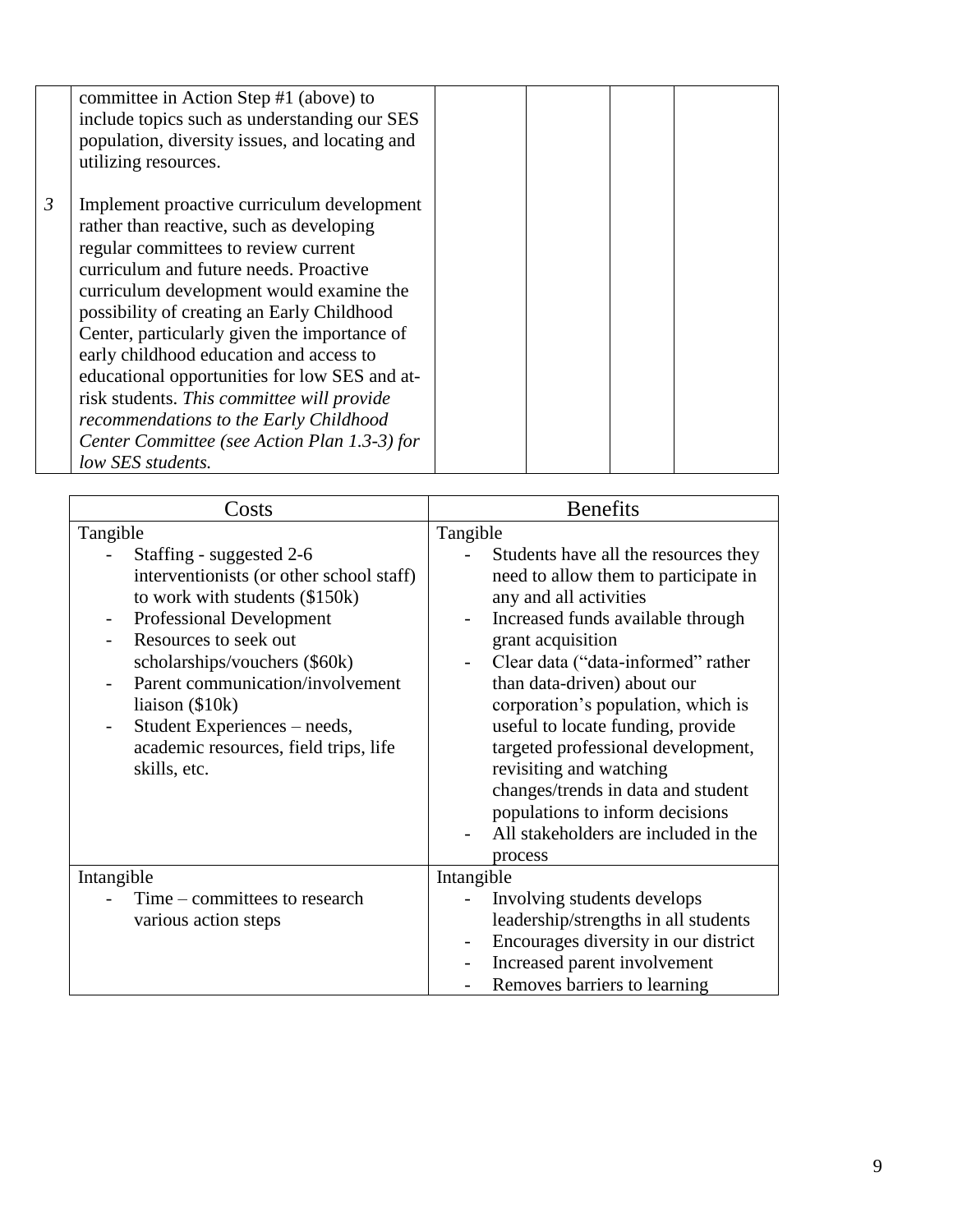| | | | | | |
|---|---|---|---|---|---|
| | committee in Action Step #1 (above) to include topics such as understanding our SES population, diversity issues, and locating and utilizing resources. | | | | |
| *3* | Implement proactive curriculum development rather than reactive, such as developing regular committees to review current curriculum and future needs. Proactive curriculum development would examine the possibility of creating an Early Childhood Center, particularly given the importance of early childhood education and access to educational opportunities for low SES and at-risk students. *This committee will provide recommendations to the Early Childhood Center Committee (see Action Plan 1.3-3) for low SES students.* | | | | |

| Costs | Benefits |
|---|---|
| Tangible<br>- Staffing - suggested 2-6 interventionists (or other school staff) to work with students ($150k)<br>- Professional Development<br>- Resources to seek out scholarships/vouchers ($60k)<br>- Parent communication/involvement liaison ($10k)<br>- Student Experiences – needs, academic resources, field trips, life skills, etc. | Tangible<br>- Students have all the resources they need to allow them to participate in any and all activities<br>- Increased funds available through grant acquisition<br>- Clear data ("data-informed" rather than data-driven) about our corporation's population, which is useful to locate funding, provide targeted professional development, revisiting and watching changes/trends in data and student populations to inform decisions<br>- All stakeholders are included in the process |
| Intangible<br>- Time – committees to research various action steps | Intangible<br>- Involving students develops leadership/strengths in all students<br>- Encourages diversity in our district<br>- Increased parent involvement<br>- Removes barriers to learning |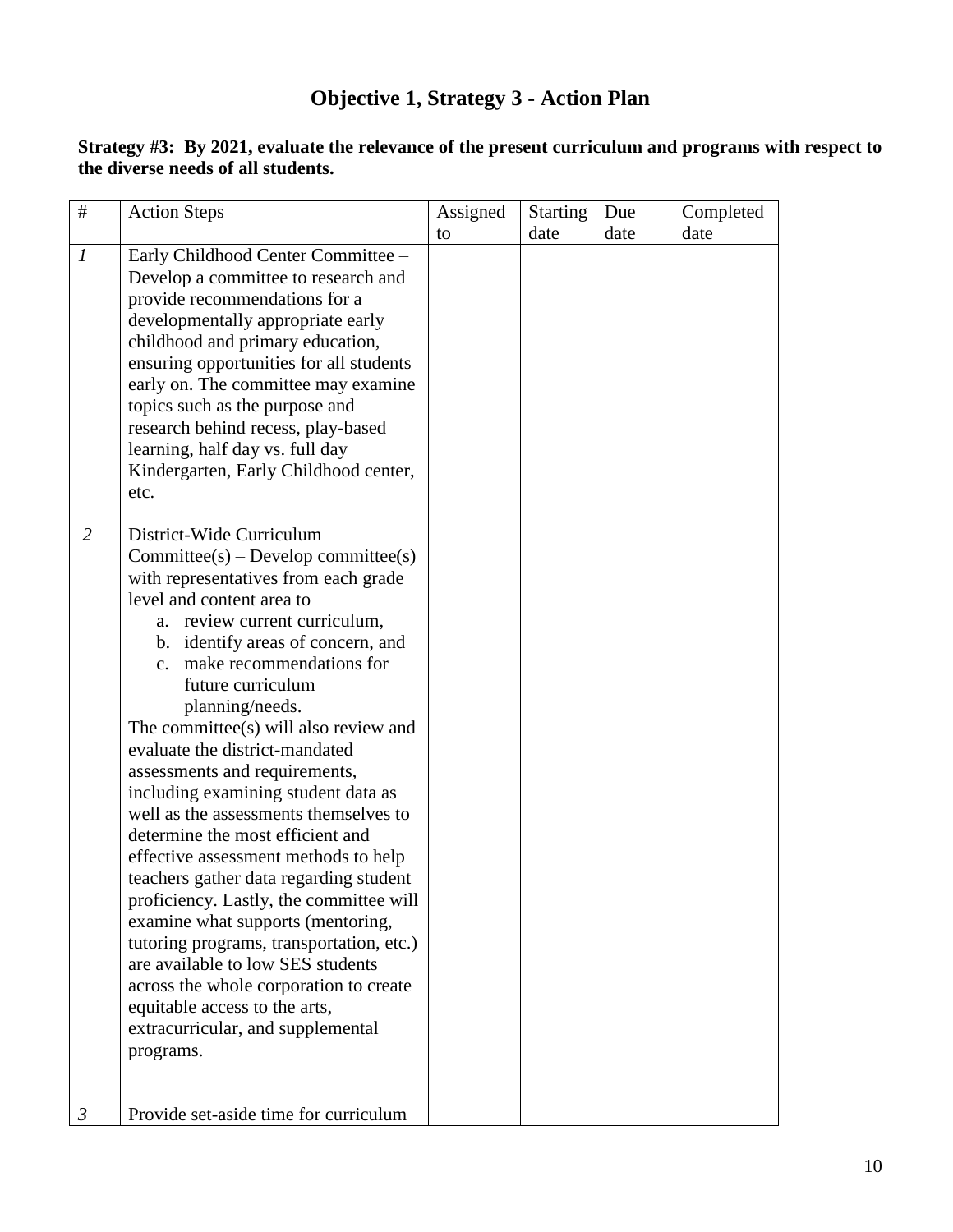# Objective 1, Strategy 3 - Action Plan

**Strategy #3: By 2021, evaluate the relevance of the present curriculum and programs with respect to the diverse needs of all students.**

| # | Action Steps | Assigned to | Starting date | Due date | Completed date |
|---|---|---|---|---|---|
| *1* | Early Childhood Center Committee – Develop a committee to research and provide recommendations for a developmentally appropriate early childhood and primary education, ensuring opportunities for all students early on. The committee may examine topics such as the purpose and research behind recess, play-based learning, half day vs. full day Kindergarten, Early Childhood center, etc. | | | | |
| *2* | District-Wide Curriculum Committee(s) – Develop committee(s) with representatives from each grade level and content area to<br>a. review current curriculum,<br>b. identify areas of concern, and<br>c. make recommendations for future curriculum planning/needs.<br>The committee(s) will also review and evaluate the district-mandated assessments and requirements, including examining student data as well as the assessments themselves to determine the most efficient and effective assessment methods to help teachers gather data regarding student proficiency. Lastly, the committee will examine what supports (mentoring, tutoring programs, transportation, etc.) are available to low SES students across the whole corporation to create equitable access to the arts, extracurricular, and supplemental programs. | | | | |
| *3* | Provide set-aside time for curriculum | | | | |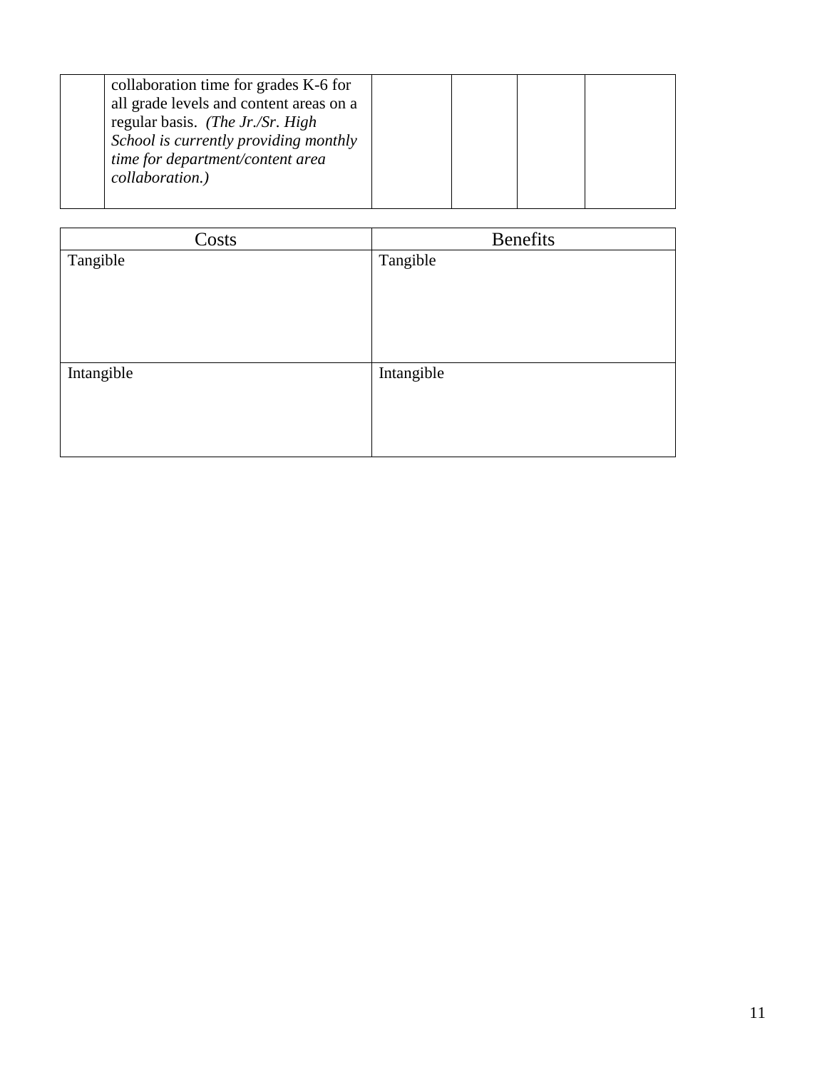| | collaboration time for grades K-6 for all grade levels and content areas on a regular basis. *(The Jr./Sr. High School is currently providing monthly time for department/content area collaboration.)* | | | | |
|---|---|---|---|---|---|

| Costs | Benefits |
|---|---|
| Tangible | Tangible |
| Intangible | Intangible |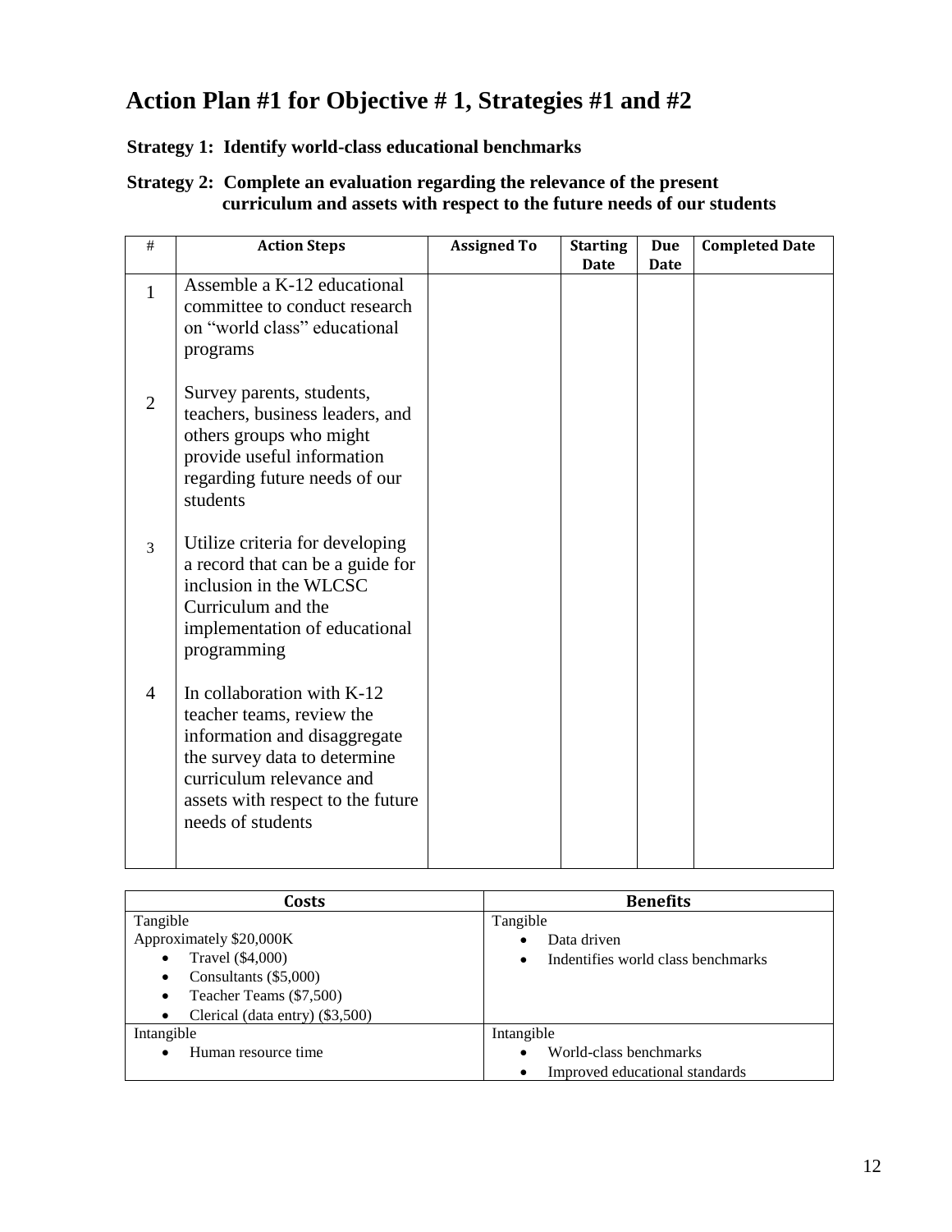# Action Plan #1 for Objective # 1, Strategies #1 and #2

**Strategy 1: Identify world-class educational benchmarks**

**Strategy 2: Complete an evaluation regarding the relevance of the present curriculum and assets with respect to the future needs of our students**

| # | Action Steps | Assigned To | Starting Date | Due Date | Completed Date |
|---|---|---|---|---|---|
| 1 | Assemble a K-12 educational committee to conduct research on "world class" educational programs | | | | |
| 2 | Survey parents, students, teachers, business leaders, and others groups who might provide useful information regarding future needs of our students | | | | |
| 3 | Utilize criteria for developing a record that can be a guide for inclusion in the WLCSC Curriculum and the implementation of educational programming | | | | |
| 4 | In collaboration with K-12 teacher teams, review the information and disaggregate the survey data to determine curriculum relevance and assets with respect to the future needs of students | | | | |

| Costs | Benefits |
|---|---|
| Tangible<br>Approximately $20,000K<br>• Travel ($4,000)<br>• Consultants ($5,000)<br>• Teacher Teams ($7,500)<br>• Clerical (data entry) ($3,500) | Tangible<br>• Data driven<br>• Indentifies world class benchmarks |
| Intangible<br>• Human resource time | Intangible<br>• World-class benchmarks<br>• Improved educational standards |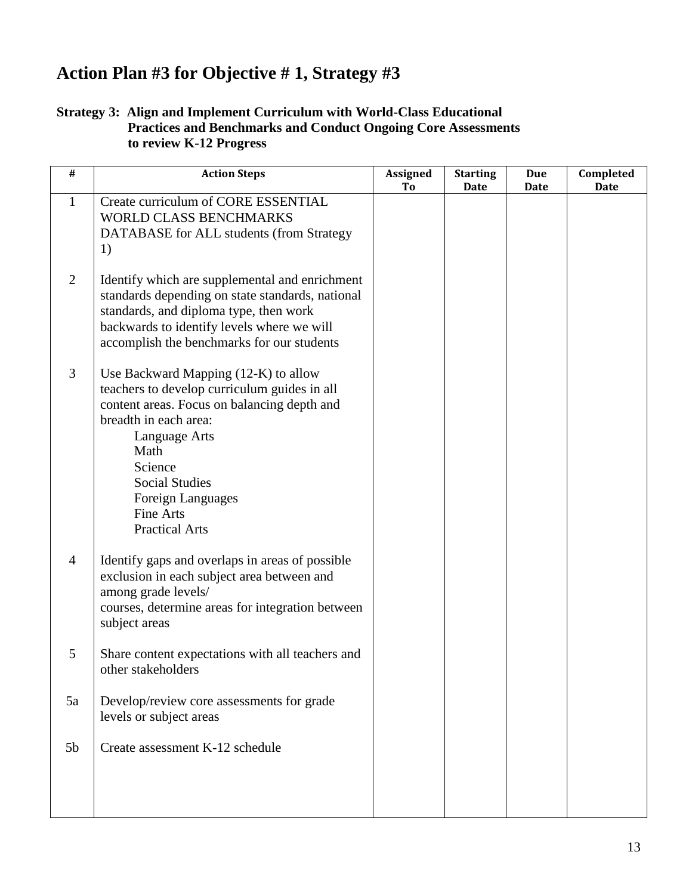# Action Plan #3 for Objective # 1, Strategy #3

**Strategy 3: Align and Implement Curriculum with World-Class Educational Practices and Benchmarks and Conduct Ongoing Core Assessments to review K-12 Progress**

| # | Action Steps | Assigned To | Starting Date | Due Date | Completed Date |
|---|---|---|---|---|---|
| 1 | Create curriculum of CORE ESSENTIAL WORLD CLASS BENCHMARKS DATABASE for ALL students (from Strategy 1) | | | | |
| 2 | Identify which are supplemental and enrichment standards depending on state standards, national standards, and diploma type, then work backwards to identify levels where we will accomplish the benchmarks for our students | | | | |
| 3 | Use Backward Mapping (12-K) to allow teachers to develop curriculum guides in all content areas. Focus on balancing depth and breadth in each area:<br>Language Arts<br>Math<br>Science<br>Social Studies<br>Foreign Languages<br>Fine Arts<br>Practical Arts | | | | |
| 4 | Identify gaps and overlaps in areas of possible exclusion in each subject area between and among grade levels/ courses, determine areas for integration between subject areas | | | | |
| 5 | Share content expectations with all teachers and other stakeholders | | | | |
| 5a | Develop/review core assessments for grade levels or subject areas | | | | |
| 5b | Create assessment K-12 schedule | | | | |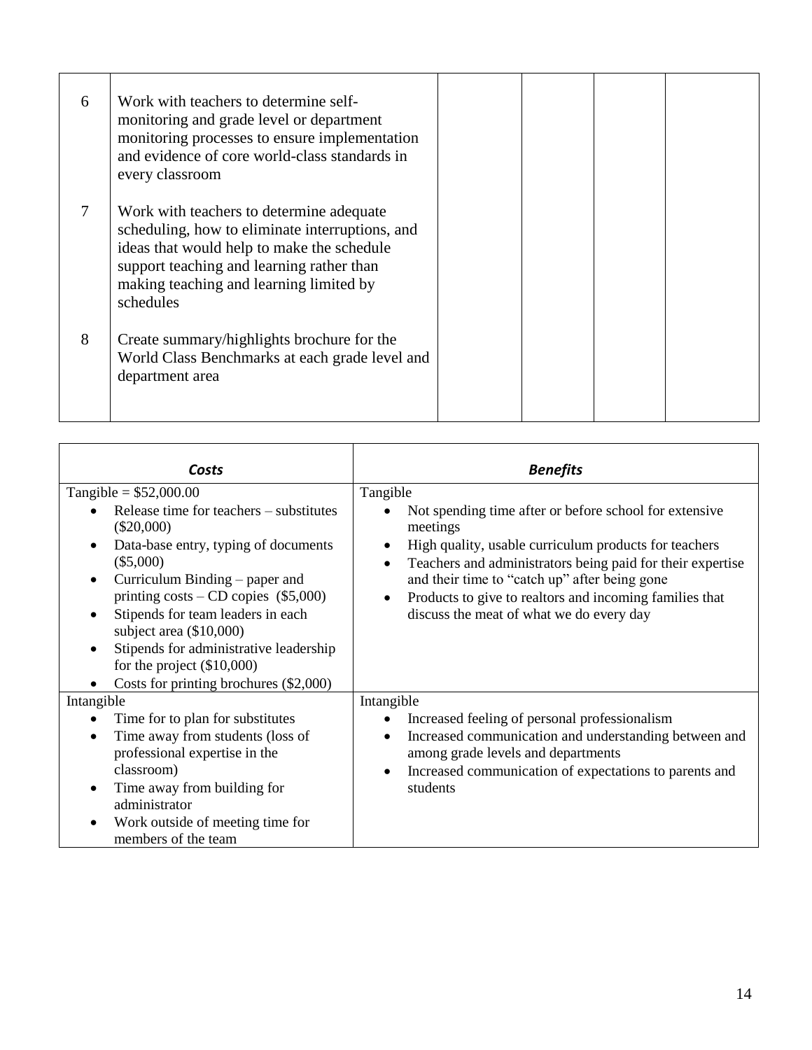| | | | | | |
|---|---|---|---|---|---|
| 6 | Work with teachers to determine self-monitoring and grade level or department monitoring processes to ensure implementation and evidence of core world-class standards in every classroom | | | | |
| 7 | Work with teachers to determine adequate scheduling, how to eliminate interruptions, and ideas that would help to make the schedule support teaching and learning rather than making teaching and learning limited by schedules | | | | |
| 8 | Create summary/highlights brochure for the World Class Benchmarks at each grade level and department area | | | | |

| ***Costs*** | ***Benefits*** |
|---|---|
| Tangible = $52,000.00<br>• Release time for teachers – substitutes ($20,000)<br>• Data-base entry, typing of documents ($5,000)<br>• Curriculum Binding – paper and printing costs – CD copies ($5,000)<br>• Stipends for team leaders in each subject area ($10,000)<br>• Stipends for administrative leadership for the project ($10,000)<br>• Costs for printing brochures ($2,000) | Tangible<br>• Not spending time after or before school for extensive meetings<br>• High quality, usable curriculum products for teachers<br>• Teachers and administrators being paid for their expertise and their time to "catch up" after being gone<br>• Products to give to realtors and incoming families that discuss the meat of what we do every day |
| Intangible<br>• Time for to plan for substitutes<br>• Time away from students (loss of professional expertise in the classroom)<br>• Time away from building for administrator<br>• Work outside of meeting time for members of the team | Intangible<br>• Increased feeling of personal professionalism<br>• Increased communication and understanding between and among grade levels and departments<br>• Increased communication of expectations to parents and students |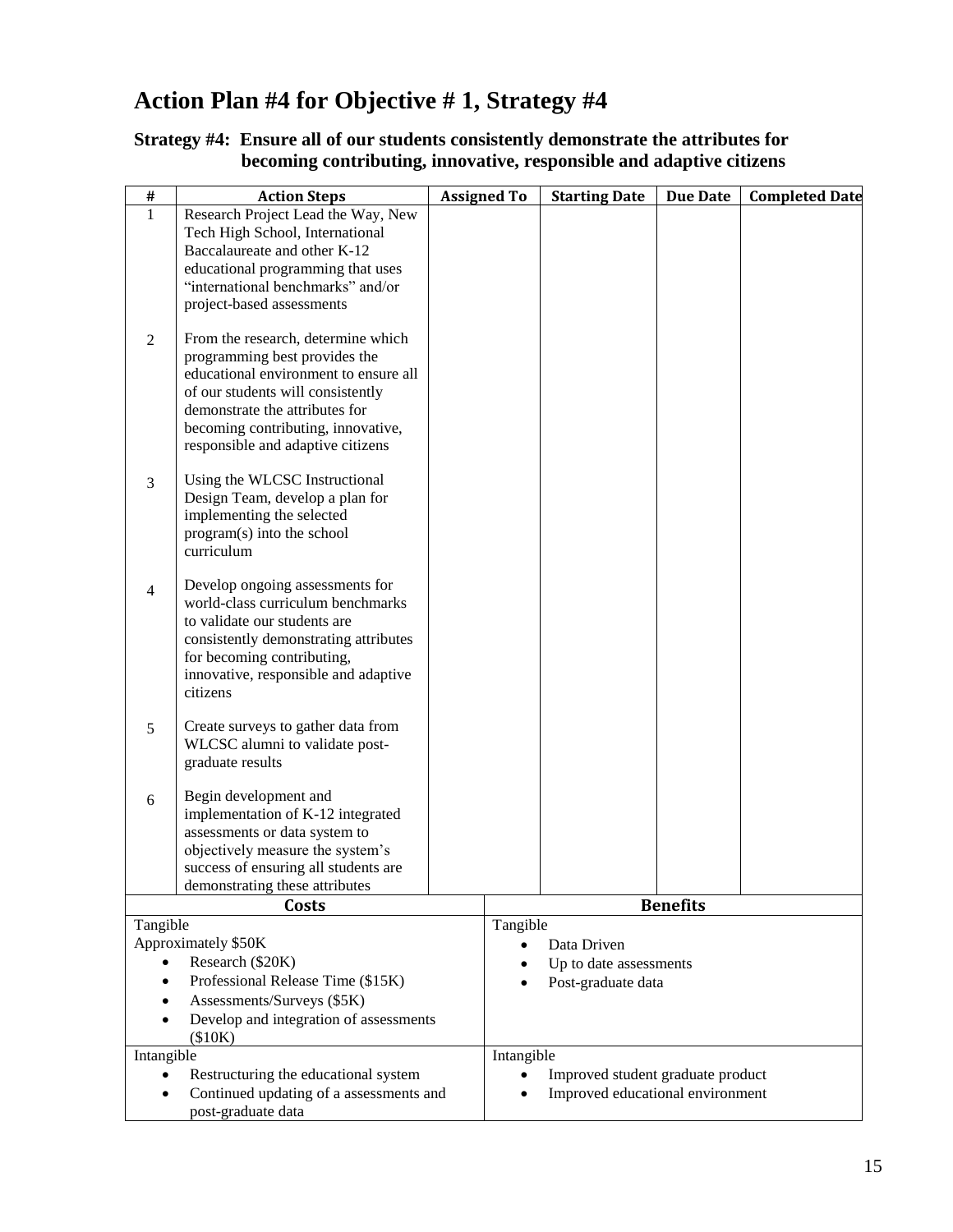# Action Plan #4 for Objective # 1, Strategy #4

### Strategy #4: Ensure all of our students consistently demonstrate the attributes for becoming contributing, innovative, responsible and adaptive citizens

| # | Action Steps | Assigned To | Starting Date | Due Date | Completed Date |
|---|---|---|---|---|---|
| 1 | Research Project Lead the Way, New Tech High School, International Baccalaureate and other K-12 educational programming that uses "international benchmarks" and/or project-based assessments | | | | |
| 2 | From the research, determine which programming best provides the educational environment to ensure all of our students will consistently demonstrate the attributes for becoming contributing, innovative, responsible and adaptive citizens | | | | |
| 3 | Using the WLCSC Instructional Design Team, develop a plan for implementing the selected program(s) into the school curriculum | | | | |
| 4 | Develop ongoing assessments for world-class curriculum benchmarks to validate our students are consistently demonstrating attributes for becoming contributing, innovative, responsible and adaptive citizens | | | | |
| 5 | Create surveys to gather data from WLCSC alumni to validate post-graduate results | | | | |
| 6 | Begin development and implementation of K-12 integrated assessments or data system to objectively measure the system's success of ensuring all students are demonstrating these attributes | | | | |

| Costs | Benefits |
|---|---|
| Tangible<br>Approximately $50K<br>• Research ($20K)<br>• Professional Release Time ($15K)<br>• Assessments/Surveys ($5K)<br>• Develop and integration of assessments ($10K) | Tangible<br>• Data Driven<br>• Up to date assessments<br>• Post-graduate data |
| Intangible<br>• Restructuring the educational system<br>• Continued updating of a assessments and post-graduate data | Intangible<br>• Improved student graduate product<br>• Improved educational environment |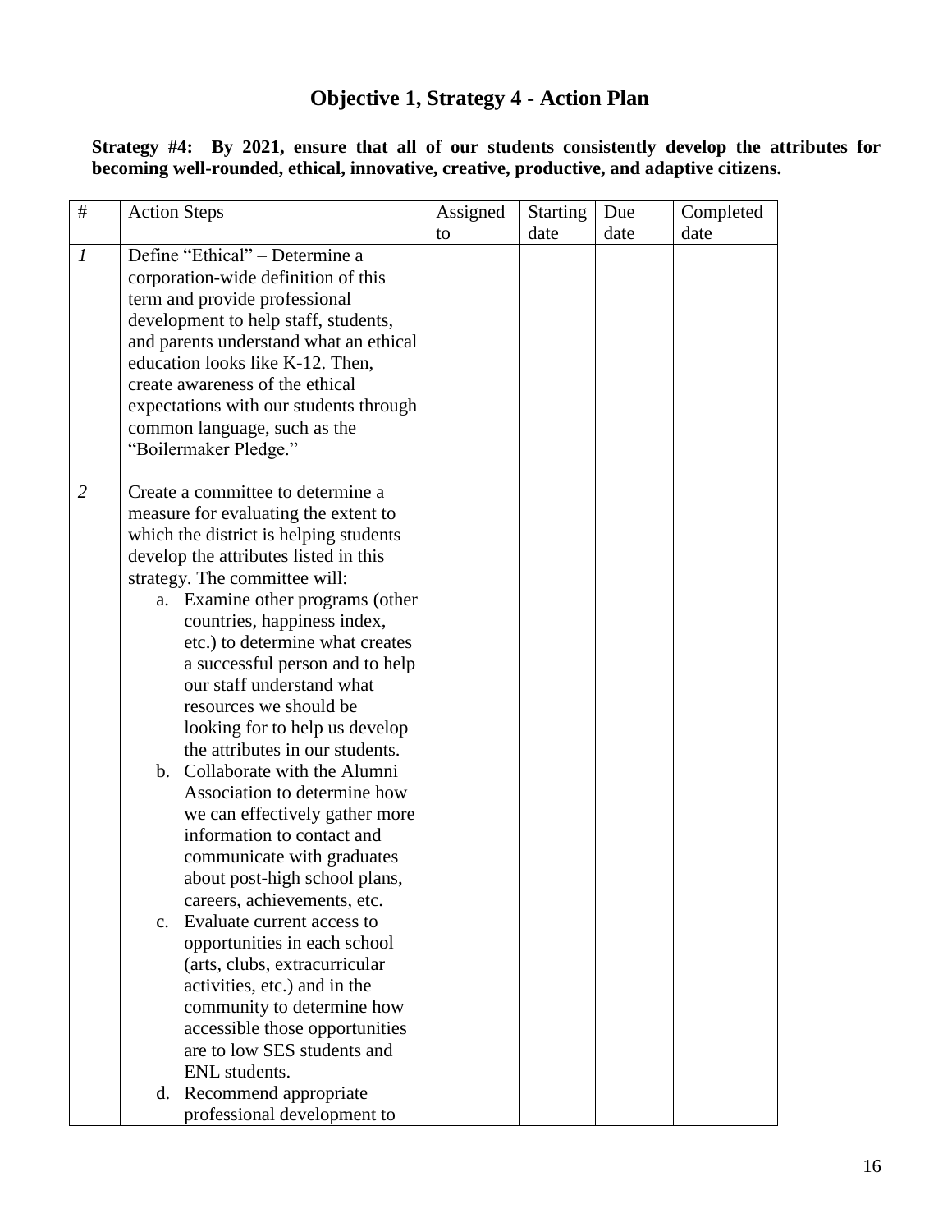# Objective 1, Strategy 4 - Action Plan

**Strategy #4: By 2021, ensure that all of our students consistently develop the attributes for becoming well-rounded, ethical, innovative, creative, productive, and adaptive citizens.**

| # | Action Steps | Assigned to | Starting date | Due date | Completed date |
|---|---|---|---|---|---|
| *1* | Define "Ethical" – Determine a corporation-wide definition of this term and provide professional development to help staff, students, and parents understand what an ethical education looks like K-12. Then, create awareness of the ethical expectations with our students through common language, such as the "Boilermaker Pledge." | | | | |
| *2* | Create a committee to determine a measure for evaluating the extent to which the district is helping students develop the attributes listed in this strategy. The committee will:<br>a. Examine other programs (other countries, happiness index, etc.) to determine what creates a successful person and to help our staff understand what resources we should be looking for to help us develop the attributes in our students.<br>b. Collaborate with the Alumni Association to determine how we can effectively gather more information to contact and communicate with graduates about post-high school plans, careers, achievements, etc.<br>c. Evaluate current access to opportunities in each school (arts, clubs, extracurricular activities, etc.) and in the community to determine how accessible those opportunities are to low SES students and ENL students.<br>d. Recommend appropriate professional development to | | | | |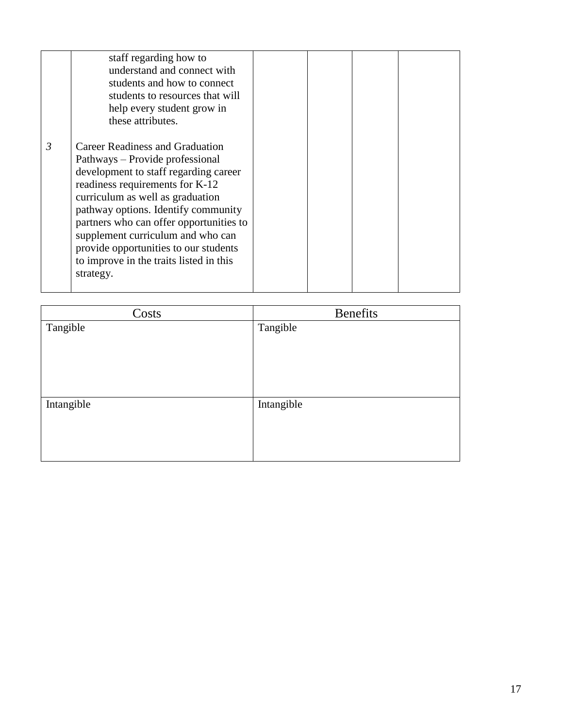|   |   |   |   |   |   |
|---|---|---|---|---|---|
|   | staff regarding how to understand and connect with students and how to connect students to resources that will help every student grow in these attributes. |   |   |   |   |
| *3* | Career Readiness and Graduation Pathways – Provide professional development to staff regarding career readiness requirements for K-12 curriculum as well as graduation pathway options. Identify community partners who can offer opportunities to supplement curriculum and who can provide opportunities to our students to improve in the traits listed in this strategy. |   |   |   |   |

| Costs | Benefits |
|---|---|
| Tangible | Tangible |
| Intangible | Intangible |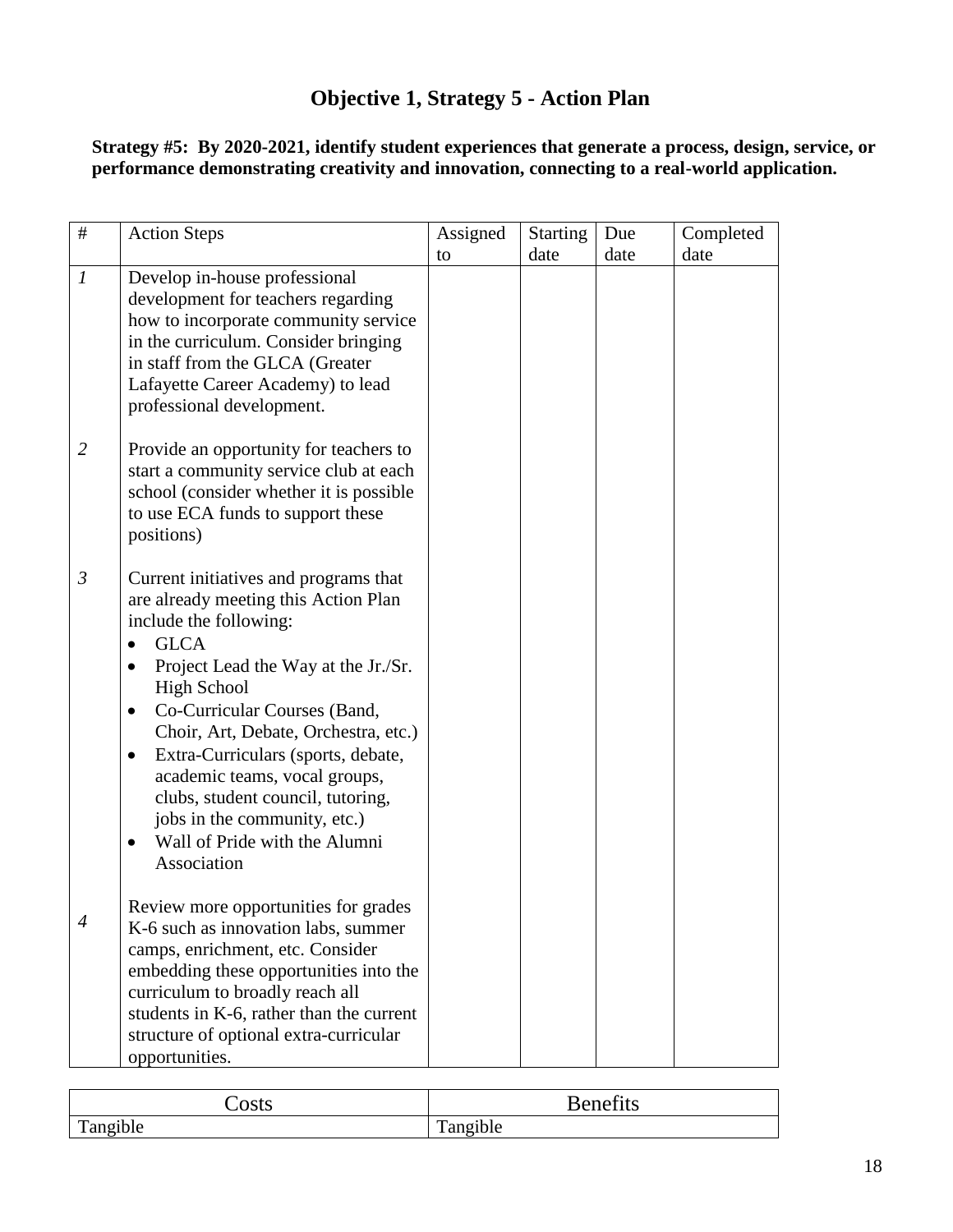## Objective 1, Strategy 5 - Action Plan

**Strategy #5: By 2020-2021, identify student experiences that generate a process, design, service, or performance demonstrating creativity and innovation, connecting to a real-world application.**

| # | Action Steps | Assigned to | Starting date | Due date | Completed date |
|---|---|---|---|---|---|
| *1* | Develop in-house professional development for teachers regarding how to incorporate community service in the curriculum. Consider bringing in staff from the GLCA (Greater Lafayette Career Academy) to lead professional development. | | | | |
| *2* | Provide an opportunity for teachers to start a community service club at each school (consider whether it is possible to use ECA funds to support these positions) | | | | |
| *3* | Current initiatives and programs that are already meeting this Action Plan include the following:<br>• GLCA<br>• Project Lead the Way at the Jr./Sr. High School<br>• Co-Curricular Courses (Band, Choir, Art, Debate, Orchestra, etc.)<br>• Extra-Curriculars (sports, debate, academic teams, vocal groups, clubs, student council, tutoring, jobs in the community, etc.)<br>• Wall of Pride with the Alumni Association | | | | |
| *4* | Review more opportunities for grades K-6 such as innovation labs, summer camps, enrichment, etc. Consider embedding these opportunities into the curriculum to broadly reach all students in K-6, rather than the current structure of optional extra-curricular opportunities. | | | | |

| Costs | Benefits |
|---|---|
| Tangible | Tangible |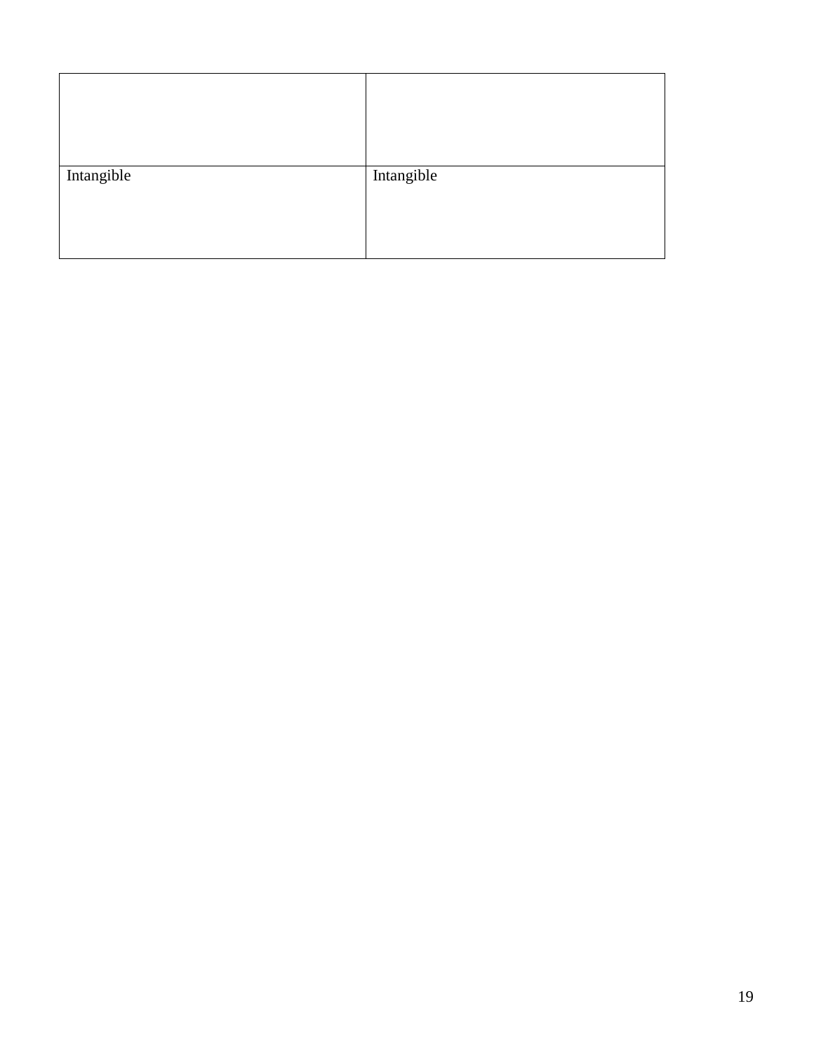| | |
|---|---|
| Intangible | Intangible |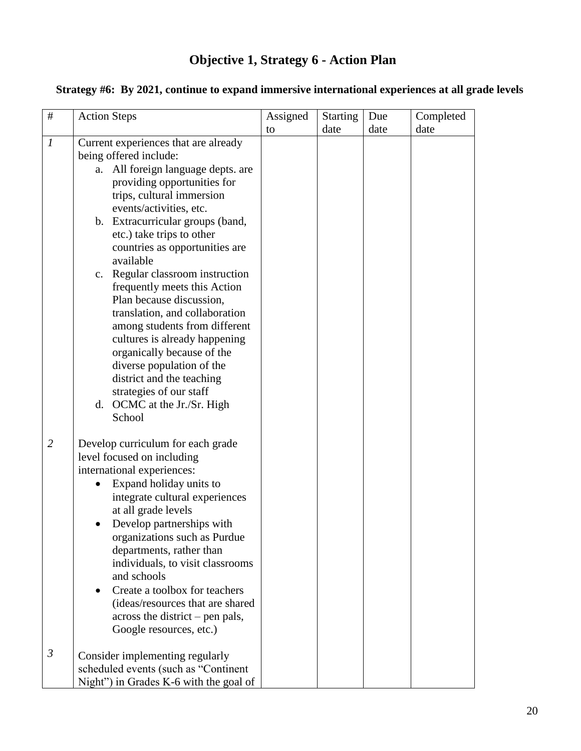# Objective 1, Strategy 6 - Action Plan

**Strategy #6: By 2021, continue to expand immersive international experiences at all grade levels**

| # | Action Steps | Assigned to | Starting date | Due date | Completed date |
|---|---|---|---|---|---|
| *1* | Current experiences that are already being offered include:<br>a. All foreign language depts. are providing opportunities for trips, cultural immersion events/activities, etc.<br>b. Extracurricular groups (band, etc.) take trips to other countries as opportunities are available<br>c. Regular classroom instruction frequently meets this Action Plan because discussion, translation, and collaboration among students from different cultures is already happening organically because of the diverse population of the district and the teaching strategies of our staff<br>d. OCMC at the Jr./Sr. High School | | | | |
| *2* | Develop curriculum for each grade level focused on including international experiences:<br>• Expand holiday units to integrate cultural experiences at all grade levels<br>• Develop partnerships with organizations such as Purdue departments, rather than individuals, to visit classrooms and schools<br>• Create a toolbox for teachers (ideas/resources that are shared across the district – pen pals, Google resources, etc.) | | | | |
| *3* | Consider implementing regularly scheduled events (such as "Continent Night") in Grades K-6 with the goal of | | | | |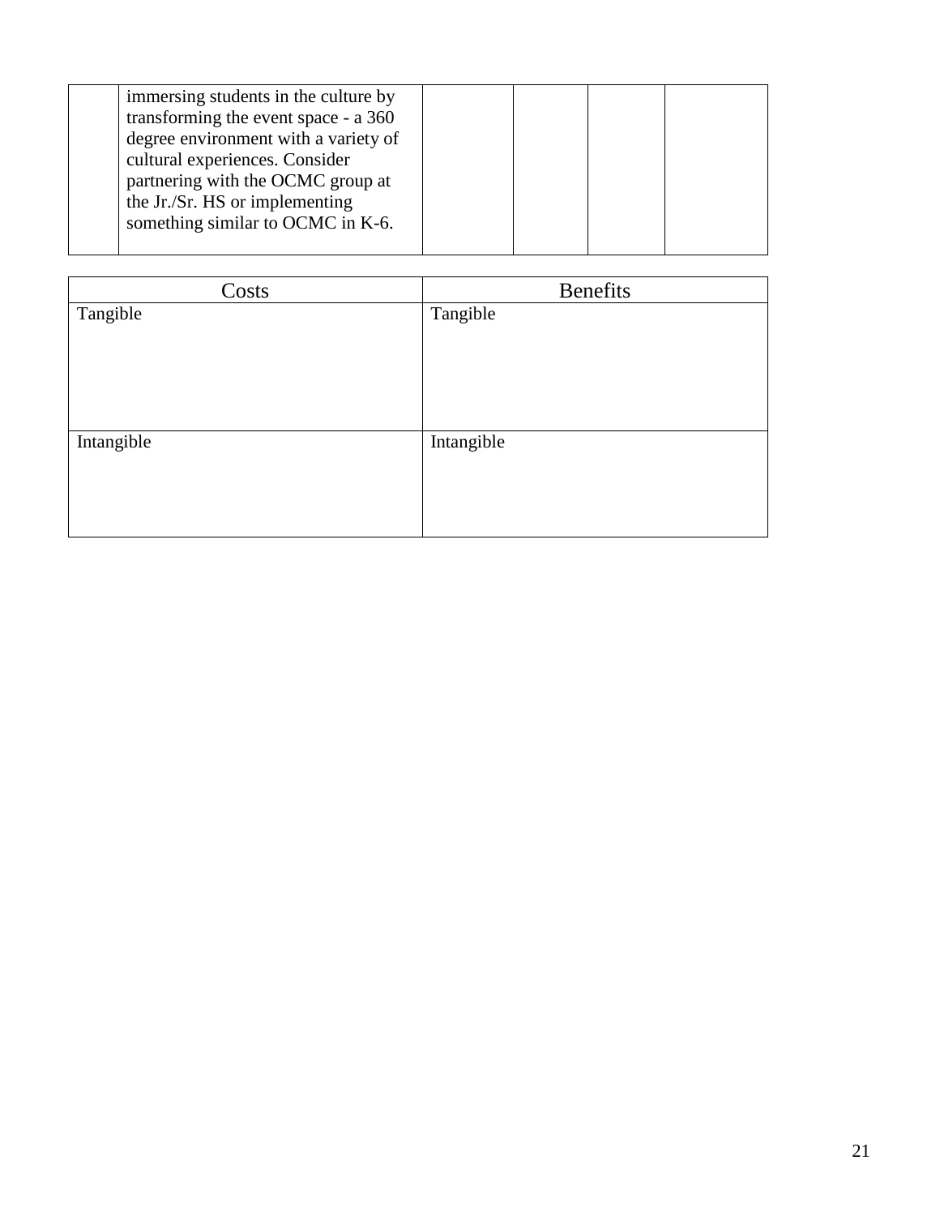| | | | | | |
|---|---|---|---|---|---|
| | immersing students in the culture by transforming the event space - a 360 degree environment with a variety of cultural experiences. Consider partnering with the OCMC group at the Jr./Sr. HS or implementing something similar to OCMC in K-6. | | | | |

| Costs | Benefits |
|---|---|
| Tangible | Tangible |
| Intangible | Intangible |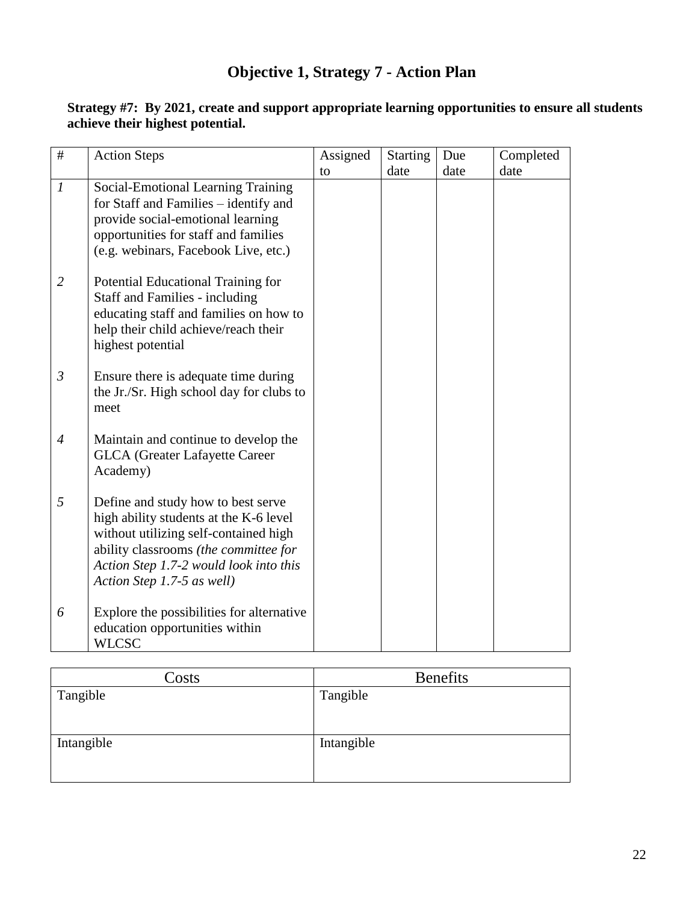# Objective 1, Strategy 7 - Action Plan

**Strategy #7: By 2021, create and support appropriate learning opportunities to ensure all students achieve their highest potential.**

| # | Action Steps | Assigned to | Starting date | Due date | Completed date |
|---|---|---|---|---|---|
| *1* | Social-Emotional Learning Training for Staff and Families – identify and provide social-emotional learning opportunities for staff and families (e.g. webinars, Facebook Live, etc.) | | | | |
| *2* | Potential Educational Training for Staff and Families - including educating staff and families on how to help their child achieve/reach their highest potential | | | | |
| *3* | Ensure there is adequate time during the Jr./Sr. High school day for clubs to meet | | | | |
| *4* | Maintain and continue to develop the GLCA (Greater Lafayette Career Academy) | | | | |
| *5* | Define and study how to best serve high ability students at the K-6 level without utilizing self-contained high ability classrooms *(the committee for Action Step 1.7-2 would look into this Action Step 1.7-5 as well)* | | | | |
| *6* | Explore the possibilities for alternative education opportunities within WLCSC | | | | |

| Costs | Benefits |
|---|---|
| Tangible | Tangible |
| Intangible | Intangible |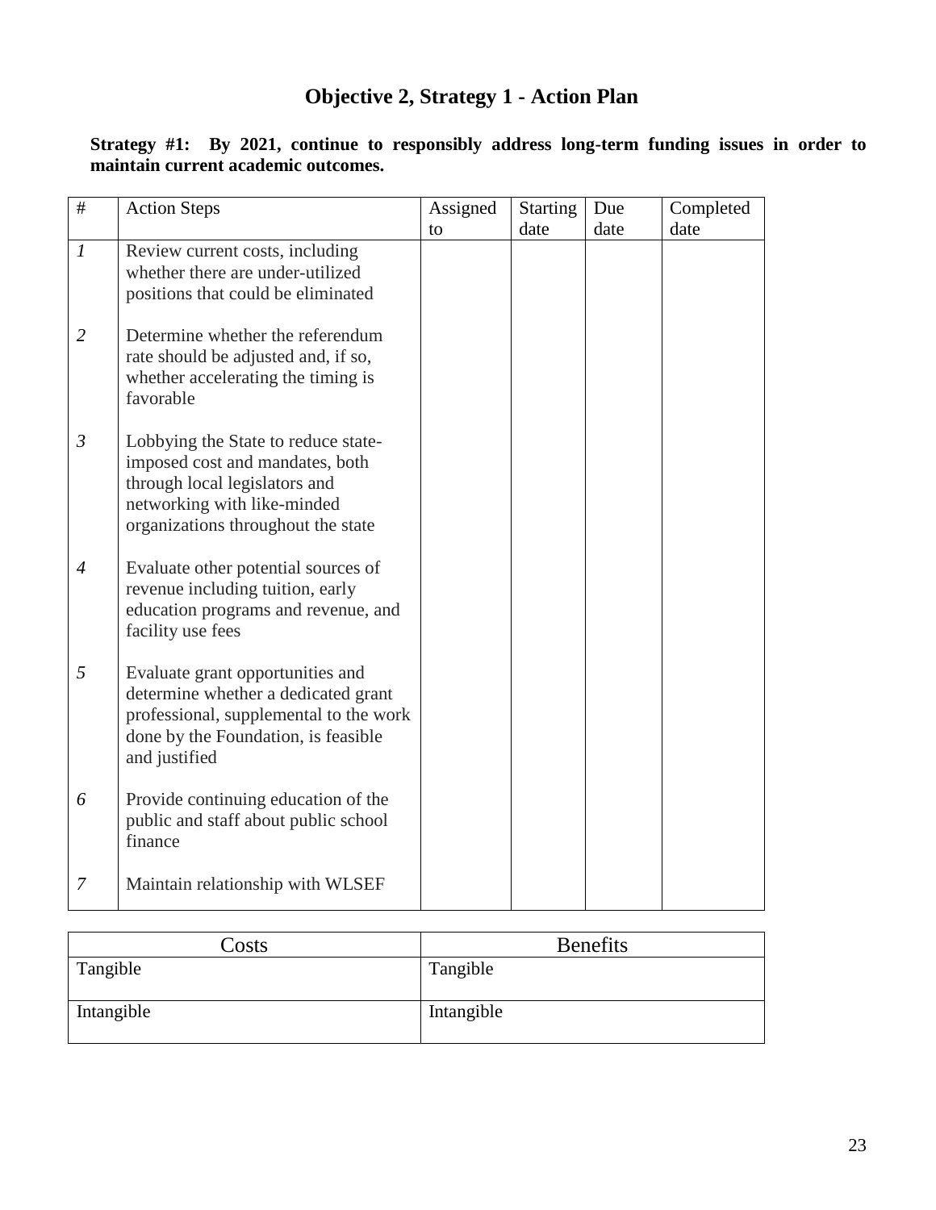# Objective 2, Strategy 1 - Action Plan

**Strategy #1: By 2021, continue to responsibly address long-term funding issues in order to maintain current academic outcomes.**

| # | Action Steps | Assigned to | Starting date | Due date | Completed date |
|---|---|---|---|---|---|
| *1* | Review current costs, including whether there are under-utilized positions that could be eliminated | | | | |
| *2* | Determine whether the referendum rate should be adjusted and, if so, whether accelerating the timing is favorable | | | | |
| *3* | Lobbying the State to reduce state-imposed cost and mandates, both through local legislators and networking with like-minded organizations throughout the state | | | | |
| *4* | Evaluate other potential sources of revenue including tuition, early education programs and revenue, and facility use fees | | | | |
| *5* | Evaluate grant opportunities and determine whether a dedicated grant professional, supplemental to the work done by the Foundation, is feasible and justified | | | | |
| *6* | Provide continuing education of the public and staff about public school finance | | | | |
| *7* | Maintain relationship with WLSEF | | | | |

| Costs | Benefits |
|---|---|
| Tangible | Tangible |
| Intangible | Intangible |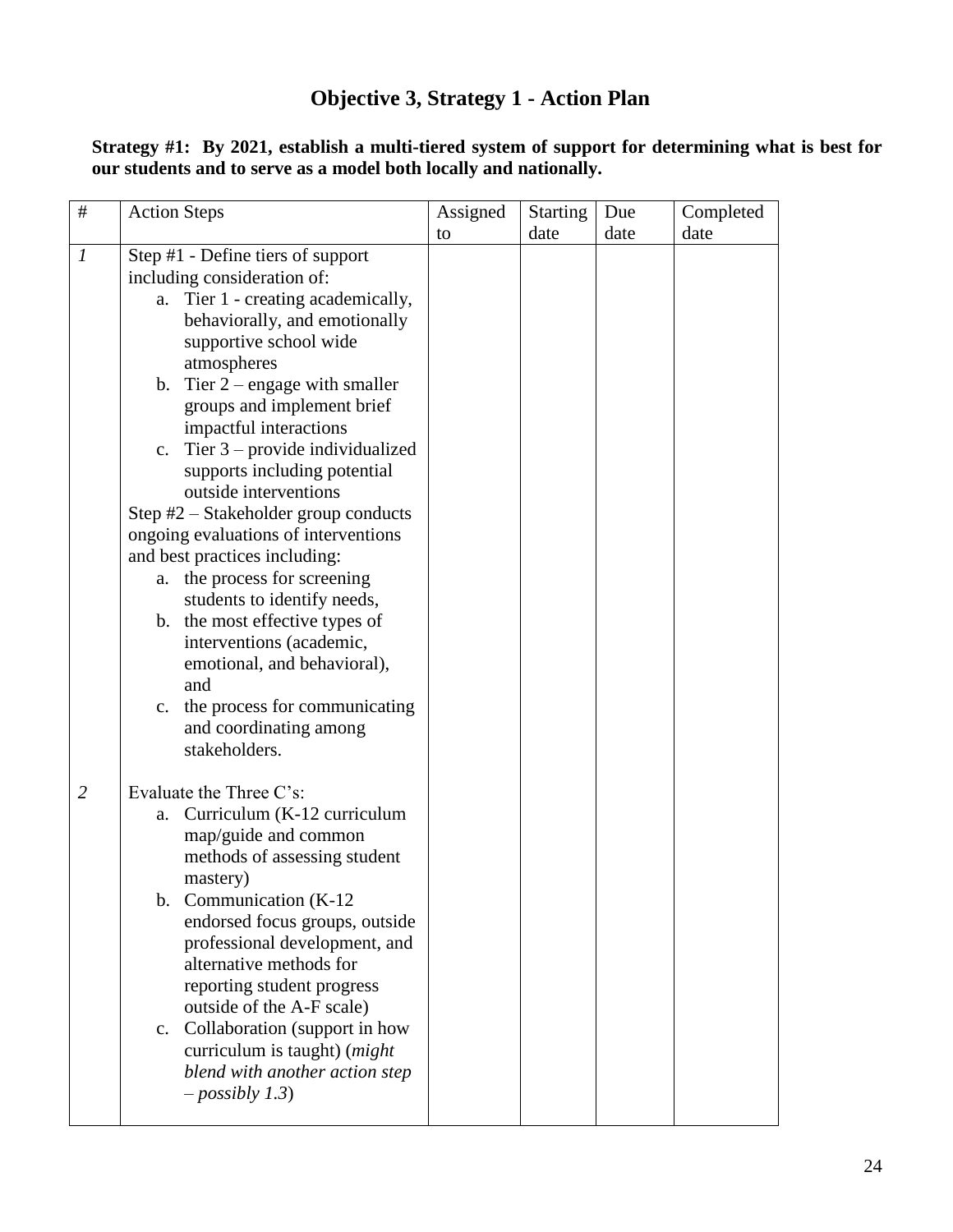# Objective 3, Strategy 1 - Action Plan

**Strategy #1: By 2021, establish a multi-tiered system of support for determining what is best for our students and to serve as a model both locally and nationally.**

| # | Action Steps | Assigned to | Starting date | Due date | Completed date |
|---|---|---|---|---|---|
| *1* | Step #1 - Define tiers of support including consideration of:<br>a. Tier 1 - creating academically, behaviorally, and emotionally supportive school wide atmospheres<br>b. Tier 2 – engage with smaller groups and implement brief impactful interactions<br>c. Tier 3 – provide individualized supports including potential outside interventions<br>Step #2 – Stakeholder group conducts ongoing evaluations of interventions and best practices including:<br>a. the process for screening students to identify needs,<br>b. the most effective types of interventions (academic, emotional, and behavioral), and<br>c. the process for communicating and coordinating among stakeholders. | | | | |
| *2* | Evaluate the Three C's:<br>a. Curriculum (K-12 curriculum map/guide and common methods of assessing student mastery)<br>b. Communication (K-12 endorsed focus groups, outside professional development, and alternative methods for reporting student progress outside of the A-F scale)<br>c. Collaboration (support in how curriculum is taught) (*might blend with another action step – possibly 1.3*) | | | | |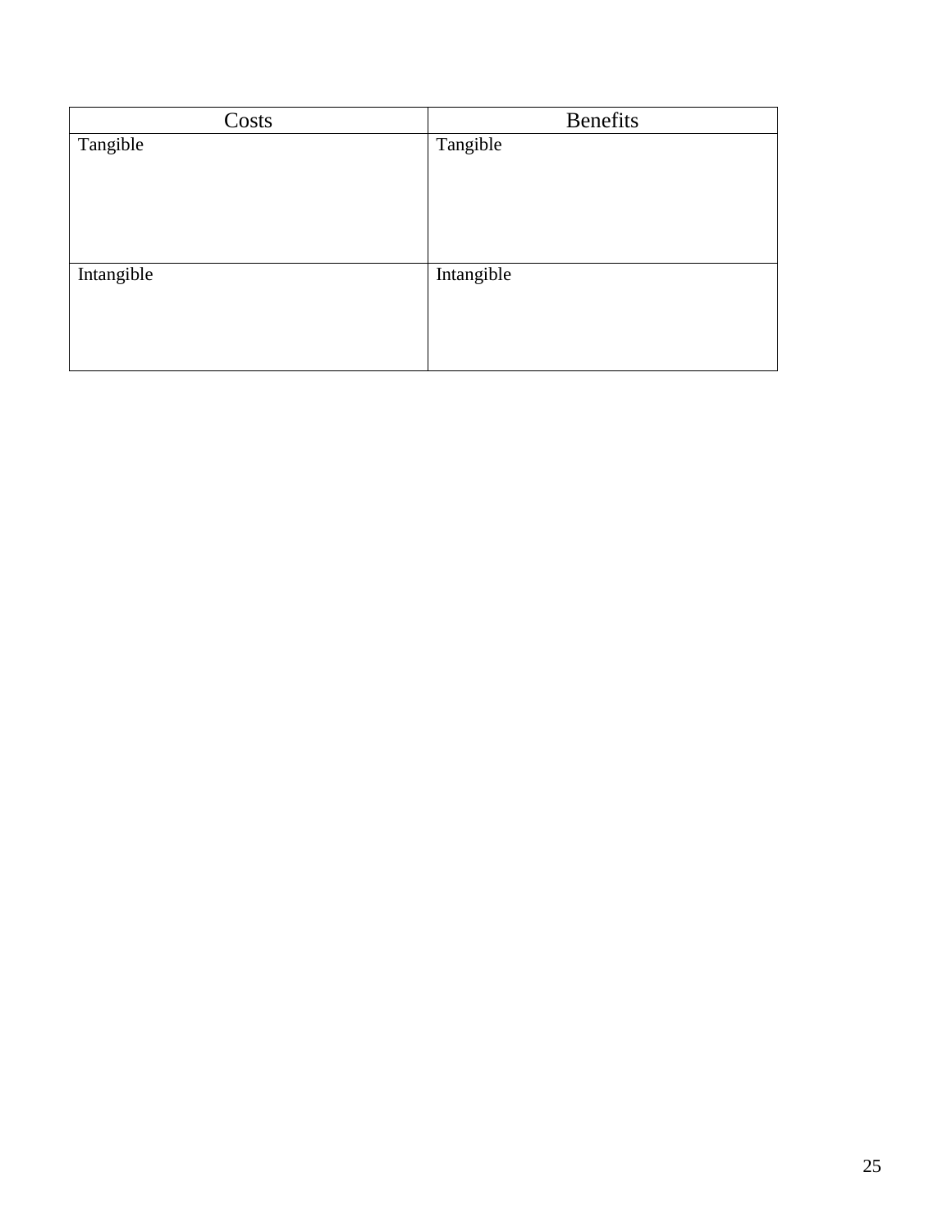| Costs | Benefits |
| --- | --- |
| Tangible | Tangible |
| Intangible | Intangible |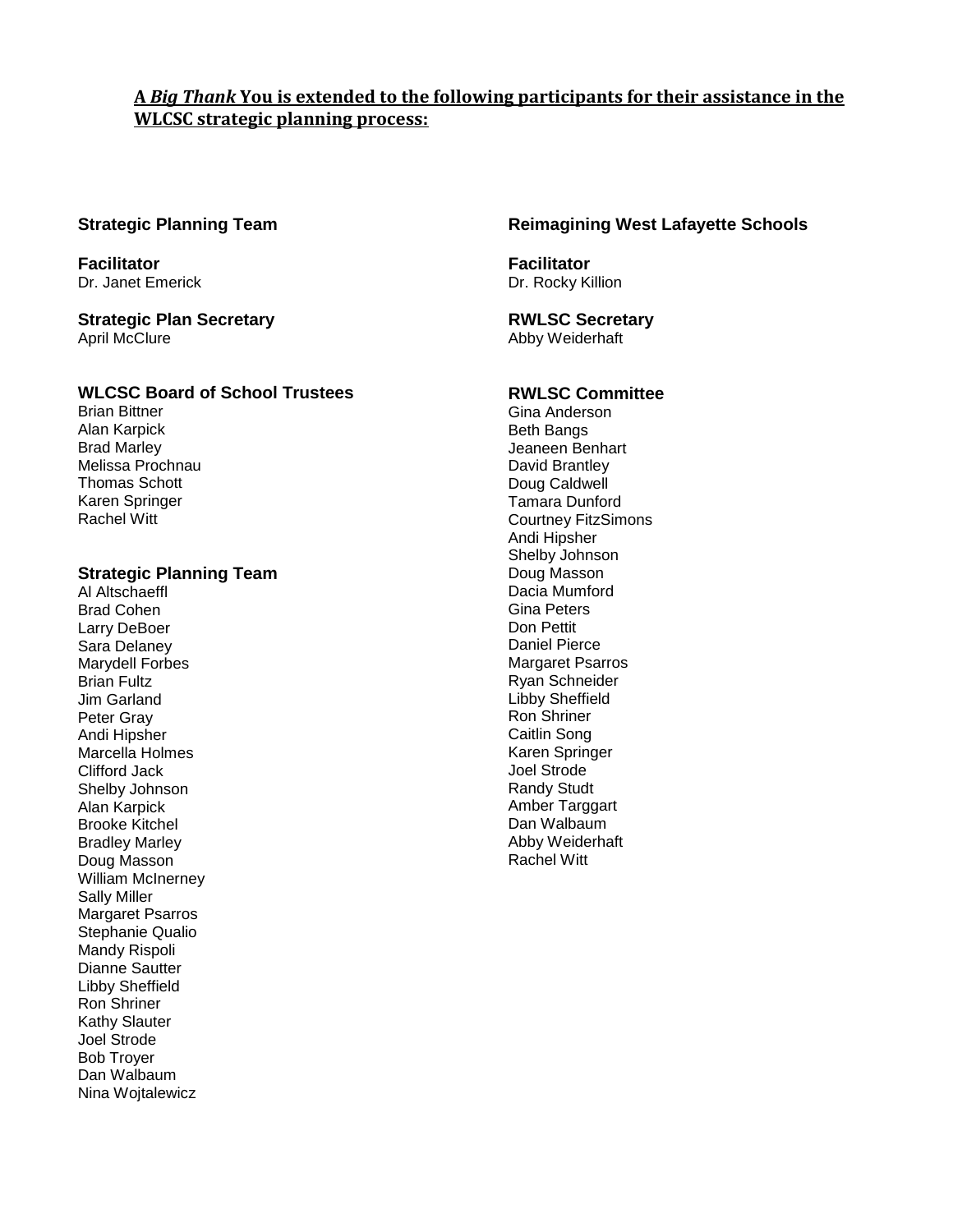**A *Big Thank* You is extended to the following participants for their assistance in the WLCSC strategic planning process:**

### Strategic Planning Team

**Facilitator**
Dr. Janet Emerick

**Strategic Plan Secretary**
April McClure

**WLCSC Board of School Trustees**
Brian Bittner
Alan Karpick
Brad Marley
Melissa Prochnau
Thomas Schott
Karen Springer
Rachel Witt

**Strategic Planning Team**
Al Altschaeffl
Brad Cohen
Larry DeBoer
Sara Delaney
Marydell Forbes
Brian Fultz
Jim Garland
Peter Gray
Andi Hipsher
Marcella Holmes
Clifford Jack
Shelby Johnson
Alan Karpick
Brooke Kitchel
Bradley Marley
Doug Masson
William McInerney
Sally Miller
Margaret Psarros
Stephanie Qualio
Mandy Rispoli
Dianne Sautter
Libby Sheffield
Ron Shriner
Kathy Slauter
Joel Strode
Bob Troyer
Dan Walbaum
Nina Wojtalewicz

### Reimagining West Lafayette Schools

**Facilitator**
Dr. Rocky Killion

**RWLSC Secretary**
Abby Weiderhaft

**RWLSC Committee**
Gina Anderson
Beth Bangs
Jeaneen Benhart
David Brantley
Doug Caldwell
Tamara Dunford
Courtney FitzSimons
Andi Hipsher
Shelby Johnson
Doug Masson
Dacia Mumford
Gina Peters
Don Pettit
Daniel Pierce
Margaret Psarros
Ryan Schneider
Libby Sheffield
Ron Shriner
Caitlin Song
Karen Springer
Joel Strode
Randy Studt
Amber Targgart
Dan Walbaum
Abby Weiderhaft
Rachel Witt